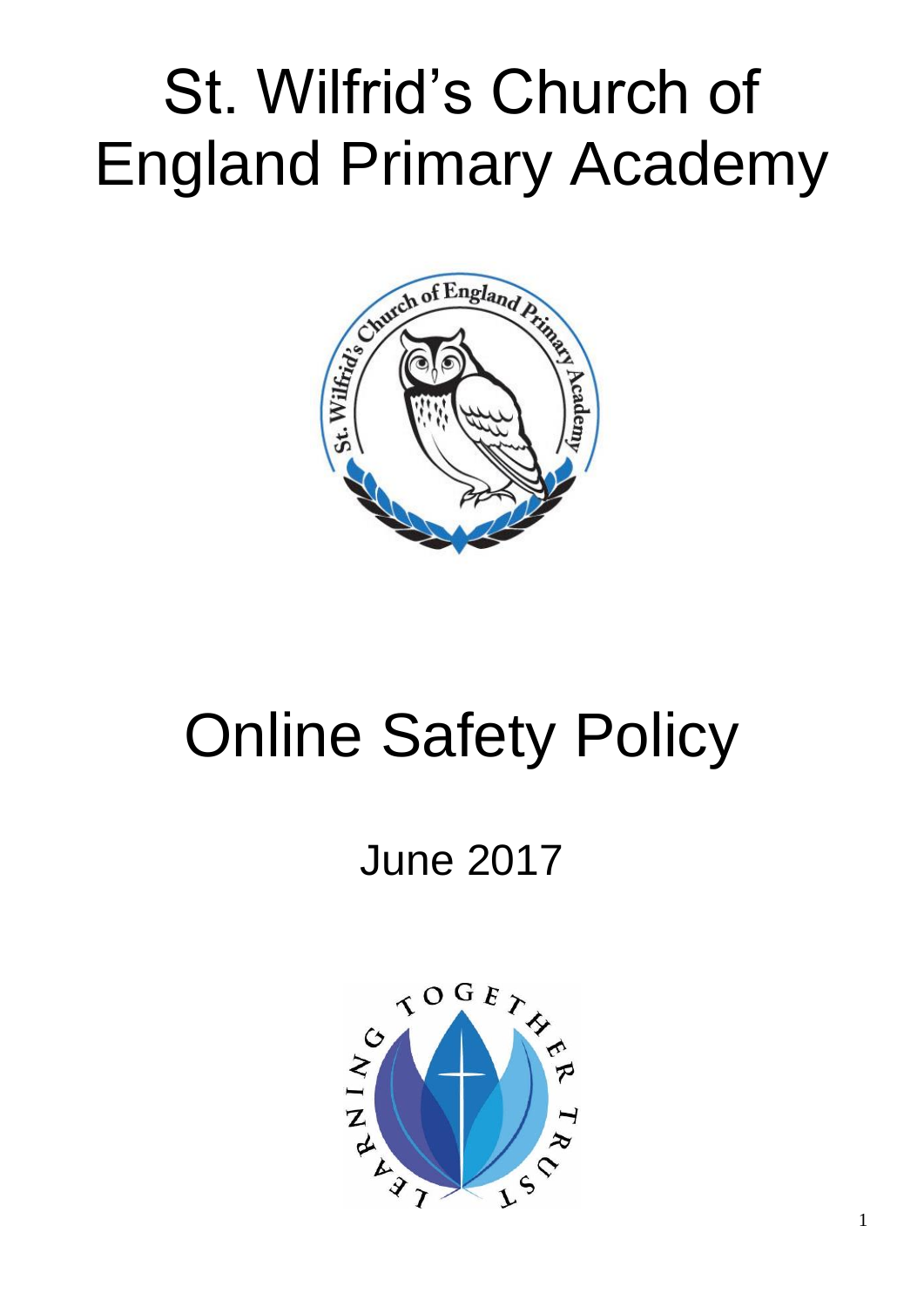# St. Wilfrid's Church of England Primary Academy

# Online Safety Policy

## June 2017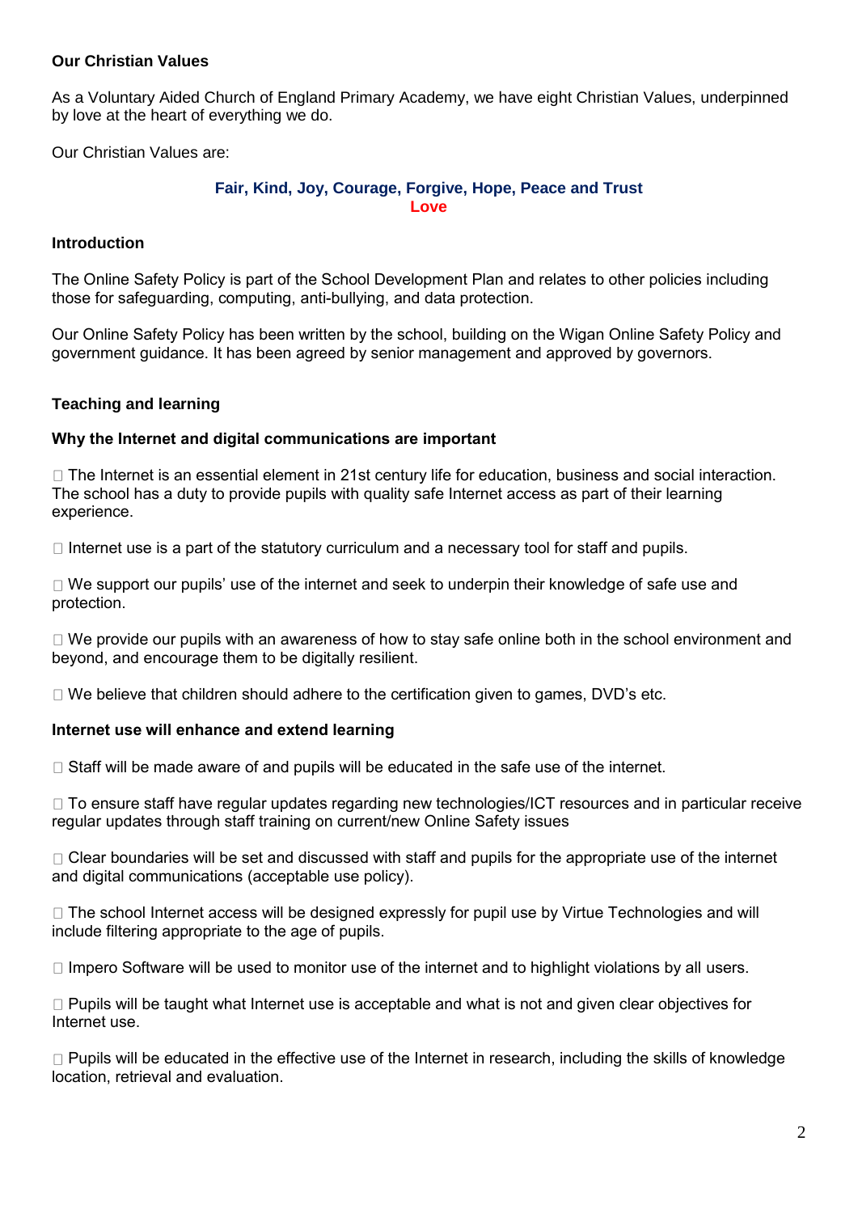**Our Christian Values**

As a Voluntary Aided Church of England Primary Academy, we have eight Christian Values, underpinned by love at the heart of everything we do.

Our Christian Values are:

**Fair, Kind, Joy, Courage, Forgive, Hope, Peace and Trust**
**Love**

**Introduction**

The Online Safety Policy is part of the School Development Plan and relates to other policies including those for safeguarding, computing, anti-bullying, and data protection.

Our Online Safety Policy has been written by the school, building on the Wigan Online Safety Policy and government guidance. It has been agreed by senior management and approved by governors.

**Teaching and learning**

**Why the Internet and digital communications are important**

- The Internet is an essential element in 21st century life for education, business and social interaction. The school has a duty to provide pupils with quality safe Internet access as part of their learning experience.

- Internet use is a part of the statutory curriculum and a necessary tool for staff and pupils.

- We support our pupils' use of the internet and seek to underpin their knowledge of safe use and protection.

- We provide our pupils with an awareness of how to stay safe online both in the school environment and beyond, and encourage them to be digitally resilient.

- We believe that children should adhere to the certification given to games, DVD's etc.

**Internet use will enhance and extend learning**

- Staff will be made aware of and pupils will be educated in the safe use of the internet.

- To ensure staff have regular updates regarding new technologies/ICT resources and in particular receive regular updates through staff training on current/new Online Safety issues

- Clear boundaries will be set and discussed with staff and pupils for the appropriate use of the internet and digital communications (acceptable use policy).

- The school Internet access will be designed expressly for pupil use by Virtue Technologies and will include filtering appropriate to the age of pupils.

- Impero Software will be used to monitor use of the internet and to highlight violations by all users.

- Pupils will be taught what Internet use is acceptable and what is not and given clear objectives for Internet use.

- Pupils will be educated in the effective use of the Internet in research, including the skills of knowledge location, retrieval and evaluation.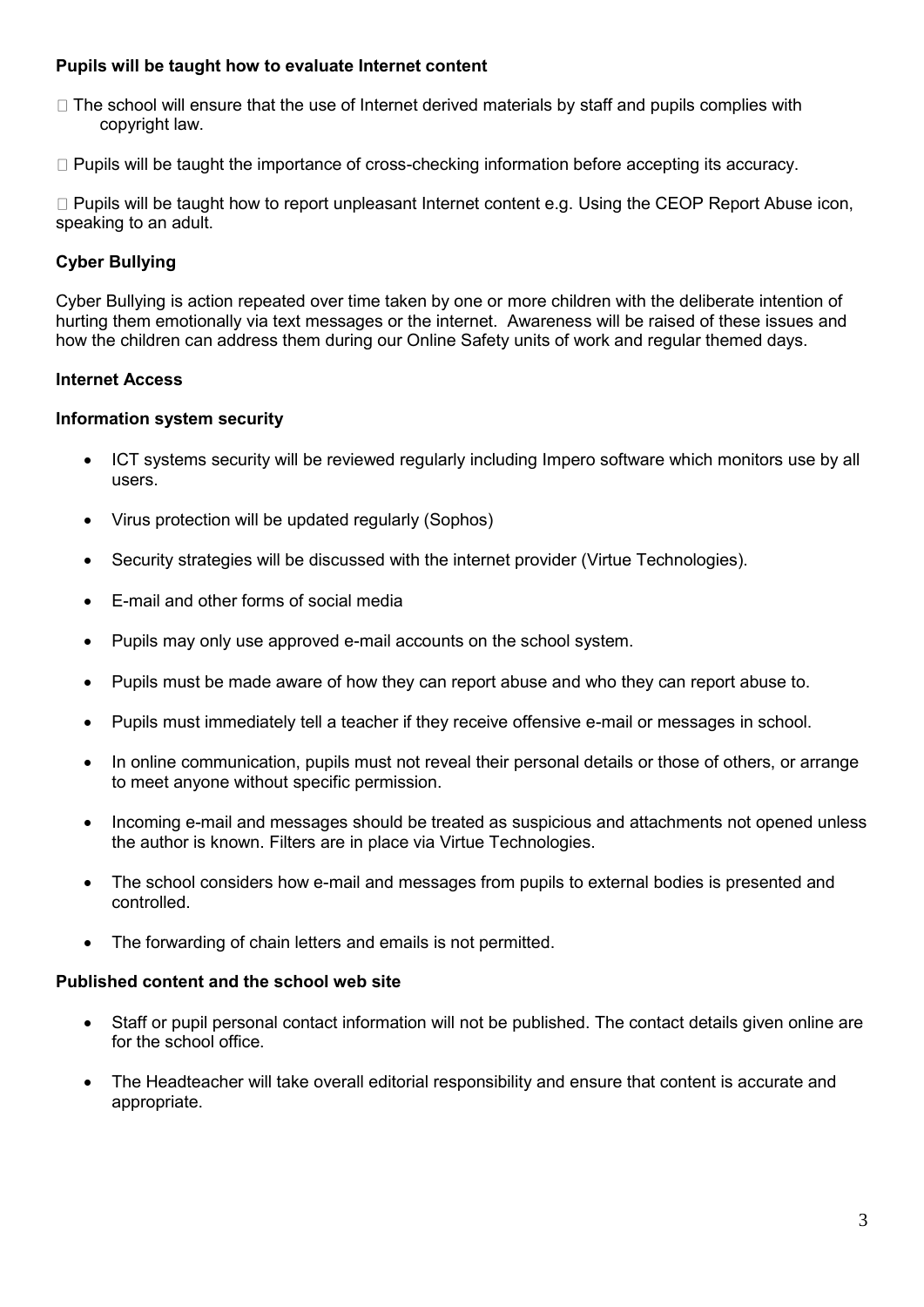**Pupils will be taught how to evaluate Internet content**

- The school will ensure that the use of Internet derived materials by staff and pupils complies with copyright law.
- Pupils will be taught the importance of cross-checking information before accepting its accuracy.
- Pupils will be taught how to report unpleasant Internet content e.g. Using the CEOP Report Abuse icon, speaking to an adult.

**Cyber Bullying**

Cyber Bullying is action repeated over time taken by one or more children with the deliberate intention of hurting them emotionally via text messages or the internet. Awareness will be raised of these issues and how the children can address them during our Online Safety units of work and regular themed days.

**Internet Access**

**Information system security**

- ICT systems security will be reviewed regularly including Impero software which monitors use by all users.
- Virus protection will be updated regularly (Sophos)
- Security strategies will be discussed with the internet provider (Virtue Technologies).
- E-mail and other forms of social media
- Pupils may only use approved e-mail accounts on the school system.
- Pupils must be made aware of how they can report abuse and who they can report abuse to.
- Pupils must immediately tell a teacher if they receive offensive e-mail or messages in school.
- In online communication, pupils must not reveal their personal details or those of others, or arrange to meet anyone without specific permission.
- Incoming e-mail and messages should be treated as suspicious and attachments not opened unless the author is known. Filters are in place via Virtue Technologies.
- The school considers how e-mail and messages from pupils to external bodies is presented and controlled.
- The forwarding of chain letters and emails is not permitted.

**Published content and the school web site**

- Staff or pupil personal contact information will not be published. The contact details given online are for the school office.
- The Headteacher will take overall editorial responsibility and ensure that content is accurate and appropriate.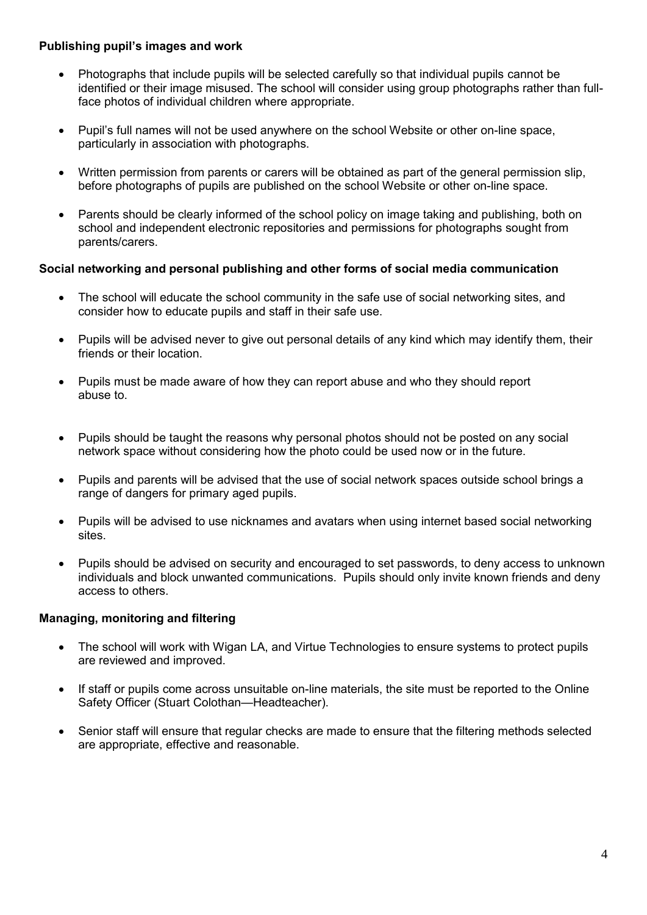**Publishing pupil's images and work**

- Photographs that include pupils will be selected carefully so that individual pupils cannot be identified or their image misused. The school will consider using group photographs rather than full-face photos of individual children where appropriate.
- Pupil's full names will not be used anywhere on the school Website or other on-line space, particularly in association with photographs.
- Written permission from parents or carers will be obtained as part of the general permission slip, before photographs of pupils are published on the school Website or other on-line space.
- Parents should be clearly informed of the school policy on image taking and publishing, both on school and independent electronic repositories and permissions for photographs sought from parents/carers.

**Social networking and personal publishing and other forms of social media communication**

- The school will educate the school community in the safe use of social networking sites, and consider how to educate pupils and staff in their safe use.
- Pupils will be advised never to give out personal details of any kind which may identify them, their friends or their location.
- Pupils must be made aware of how they can report abuse and who they should report abuse to.
- Pupils should be taught the reasons why personal photos should not be posted on any social network space without considering how the photo could be used now or in the future.
- Pupils and parents will be advised that the use of social network spaces outside school brings a range of dangers for primary aged pupils.
- Pupils will be advised to use nicknames and avatars when using internet based social networking sites.
- Pupils should be advised on security and encouraged to set passwords, to deny access to unknown individuals and block unwanted communications. Pupils should only invite known friends and deny access to others.

**Managing, monitoring and filtering**

- The school will work with Wigan LA, and Virtue Technologies to ensure systems to protect pupils are reviewed and improved.
- If staff or pupils come across unsuitable on-line materials, the site must be reported to the Online Safety Officer (Stuart Colothan—Headteacher).
- Senior staff will ensure that regular checks are made to ensure that the filtering methods selected are appropriate, effective and reasonable.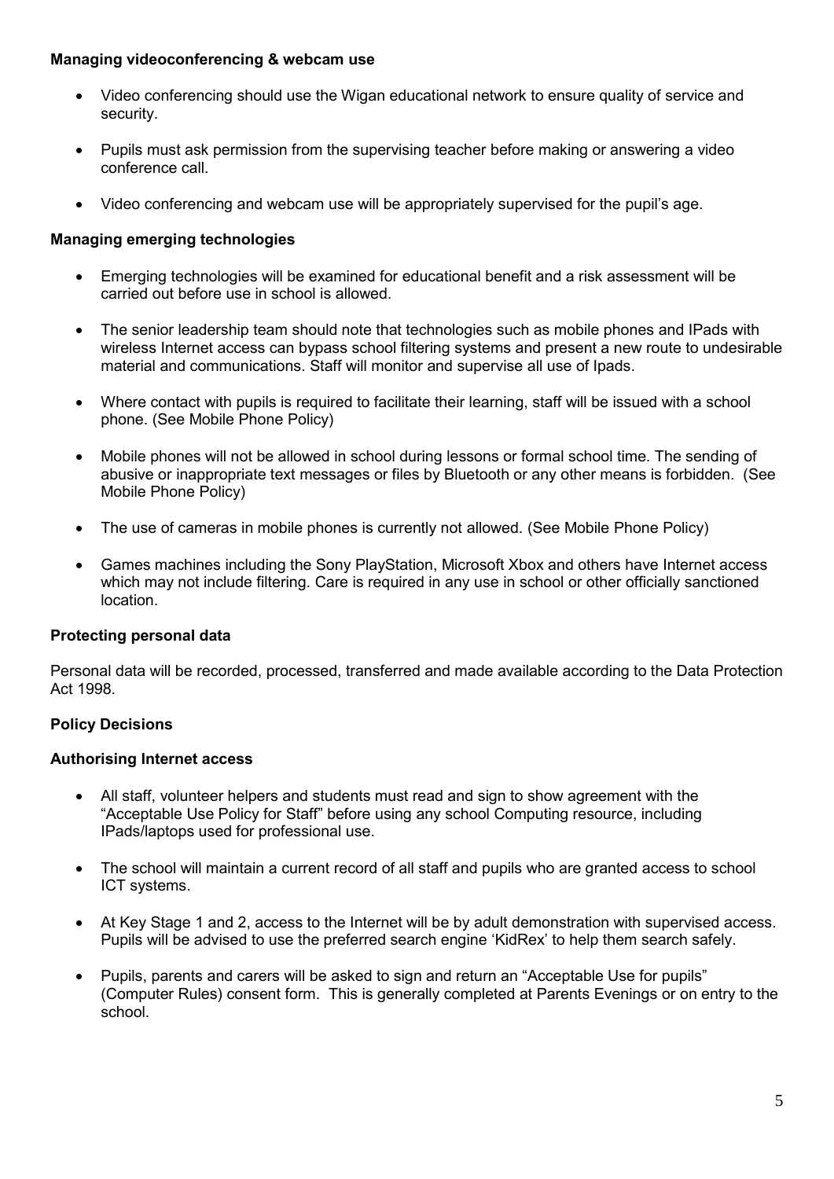**Managing videoconferencing & webcam use**

- Video conferencing should use the Wigan educational network to ensure quality of service and security.
- Pupils must ask permission from the supervising teacher before making or answering a video conference call.
- Video conferencing and webcam use will be appropriately supervised for the pupil's age.

**Managing emerging technologies**

- Emerging technologies will be examined for educational benefit and a risk assessment will be carried out before use in school is allowed.
- The senior leadership team should note that technologies such as mobile phones and IPads with wireless Internet access can bypass school filtering systems and present a new route to undesirable material and communications. Staff will monitor and supervise all use of Ipads.
- Where contact with pupils is required to facilitate their learning, staff will be issued with a school phone. (See Mobile Phone Policy)
- Mobile phones will not be allowed in school during lessons or formal school time. The sending of abusive or inappropriate text messages or files by Bluetooth or any other means is forbidden. (See Mobile Phone Policy)
- The use of cameras in mobile phones is currently not allowed. (See Mobile Phone Policy)
- Games machines including the Sony PlayStation, Microsoft Xbox and others have Internet access which may not include filtering. Care is required in any use in school or other officially sanctioned location.

**Protecting personal data**

Personal data will be recorded, processed, transferred and made available according to the Data Protection Act 1998.

**Policy Decisions**

**Authorising Internet access**

- All staff, volunteer helpers and students must read and sign to show agreement with the "Acceptable Use Policy for Staff" before using any school Computing resource, including IPads/laptops used for professional use.
- The school will maintain a current record of all staff and pupils who are granted access to school ICT systems.
- At Key Stage 1 and 2, access to the Internet will be by adult demonstration with supervised access. Pupils will be advised to use the preferred search engine 'KidRex' to help them search safely.
- Pupils, parents and carers will be asked to sign and return an "Acceptable Use for pupils" (Computer Rules) consent form. This is generally completed at Parents Evenings or on entry to the school.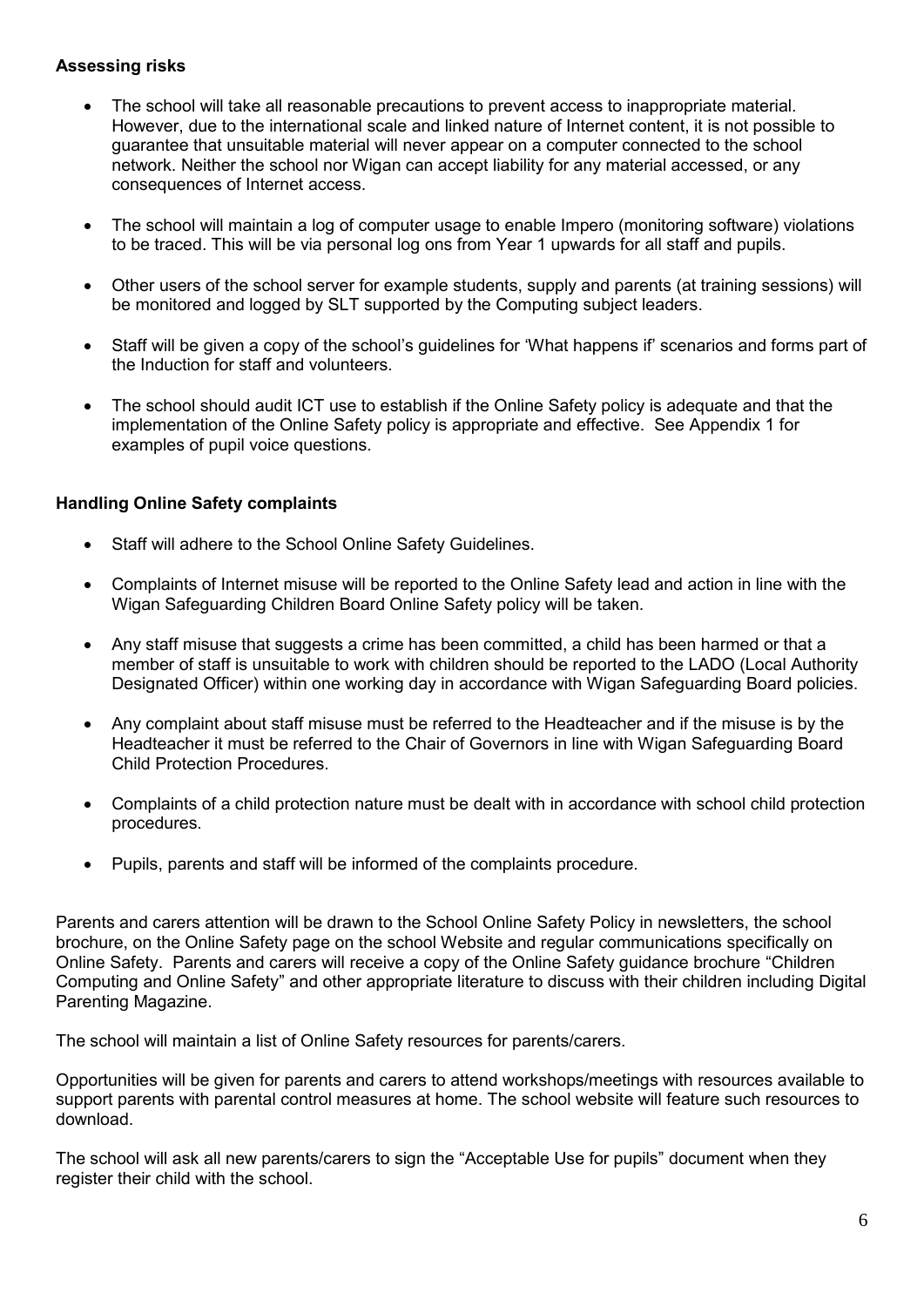**Assessing risks**

- The school will take all reasonable precautions to prevent access to inappropriate material. However, due to the international scale and linked nature of Internet content, it is not possible to guarantee that unsuitable material will never appear on a computer connected to the school network. Neither the school nor Wigan can accept liability for any material accessed, or any consequences of Internet access.

- The school will maintain a log of computer usage to enable Impero (monitoring software) violations to be traced. This will be via personal log ons from Year 1 upwards for all staff and pupils.

- Other users of the school server for example students, supply and parents (at training sessions) will be monitored and logged by SLT supported by the Computing subject leaders.

- Staff will be given a copy of the school's guidelines for 'What happens if' scenarios and forms part of the Induction for staff and volunteers.

- The school should audit ICT use to establish if the Online Safety policy is adequate and that the implementation of the Online Safety policy is appropriate and effective. See Appendix 1 for examples of pupil voice questions.

**Handling Online Safety complaints**

- Staff will adhere to the School Online Safety Guidelines.

- Complaints of Internet misuse will be reported to the Online Safety lead and action in line with the Wigan Safeguarding Children Board Online Safety policy will be taken.

- Any staff misuse that suggests a crime has been committed, a child has been harmed or that a member of staff is unsuitable to work with children should be reported to the LADO (Local Authority Designated Officer) within one working day in accordance with Wigan Safeguarding Board policies.

- Any complaint about staff misuse must be referred to the Headteacher and if the misuse is by the Headteacher it must be referred to the Chair of Governors in line with Wigan Safeguarding Board Child Protection Procedures.

- Complaints of a child protection nature must be dealt with in accordance with school child protection procedures.

- Pupils, parents and staff will be informed of the complaints procedure.

Parents and carers attention will be drawn to the School Online Safety Policy in newsletters, the school brochure, on the Online Safety page on the school Website and regular communications specifically on Online Safety. Parents and carers will receive a copy of the Online Safety guidance brochure "Children Computing and Online Safety" and other appropriate literature to discuss with their children including Digital Parenting Magazine.

The school will maintain a list of Online Safety resources for parents/carers.

Opportunities will be given for parents and carers to attend workshops/meetings with resources available to support parents with parental control measures at home. The school website will feature such resources to download.

The school will ask all new parents/carers to sign the "Acceptable Use for pupils" document when they register their child with the school.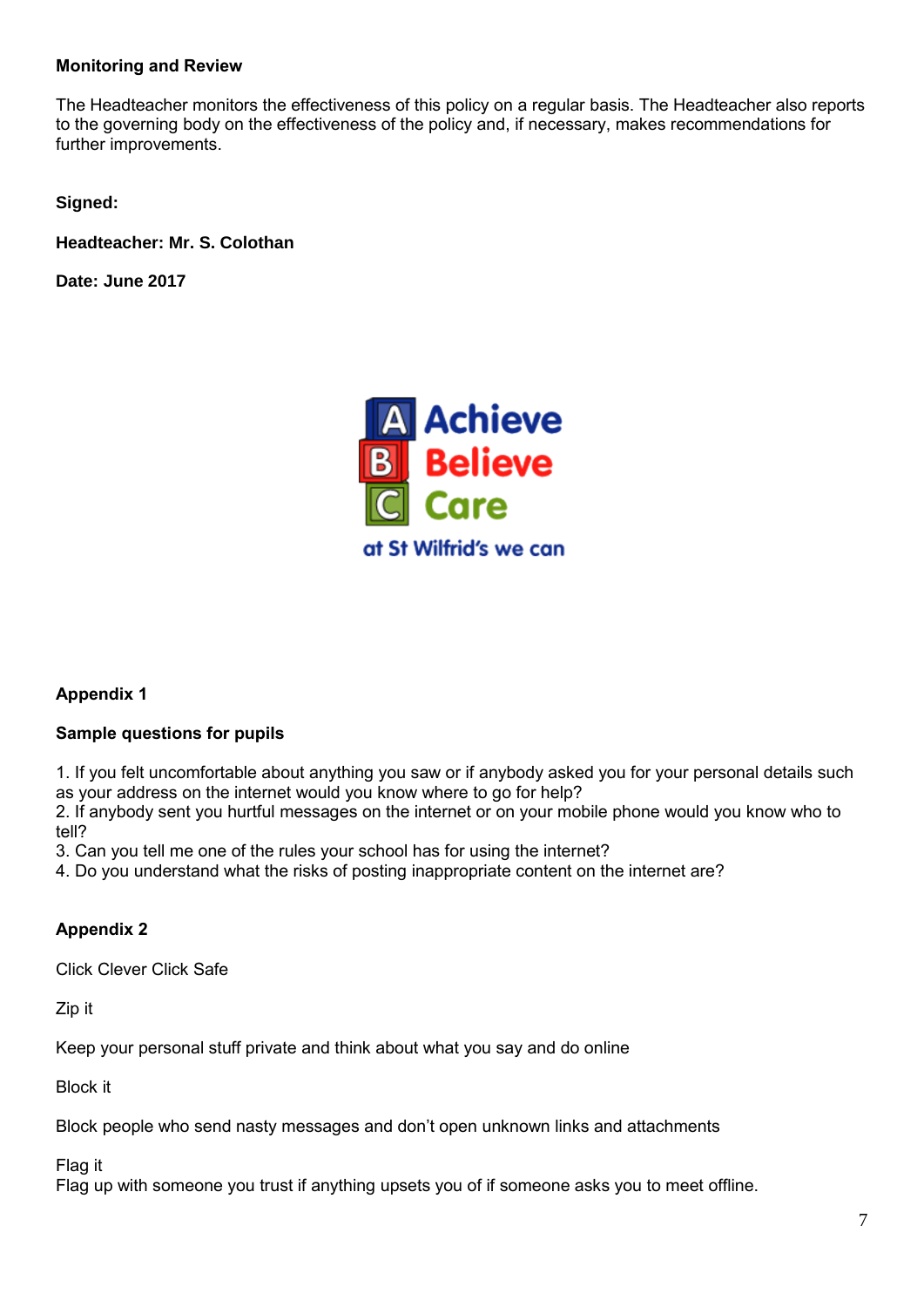**Monitoring and Review**

The Headteacher monitors the effectiveness of this policy on a regular basis. The Headteacher also reports to the governing body on the effectiveness of the policy and, if necessary, makes recommendations for further improvements.

**Signed:**

**Headteacher: Mr. S. Colothan**

**Date: June 2017**

Achieve
Believe
Care
at St Wilfrid's we can

**Appendix 1**

**Sample questions for pupils**

1. If you felt uncomfortable about anything you saw or if anybody asked you for your personal details such as your address on the internet would you know where to go for help?
2. If anybody sent you hurtful messages on the internet or on your mobile phone would you know who to tell?
3. Can you tell me one of the rules your school has for using the internet?
4. Do you understand what the risks of posting inappropriate content on the internet are?

**Appendix 2**

Click Clever Click Safe

Zip it

Keep your personal stuff private and think about what you say and do online

Block it

Block people who send nasty messages and don't open unknown links and attachments

Flag it
Flag up with someone you trust if anything upsets you of if someone asks you to meet offline.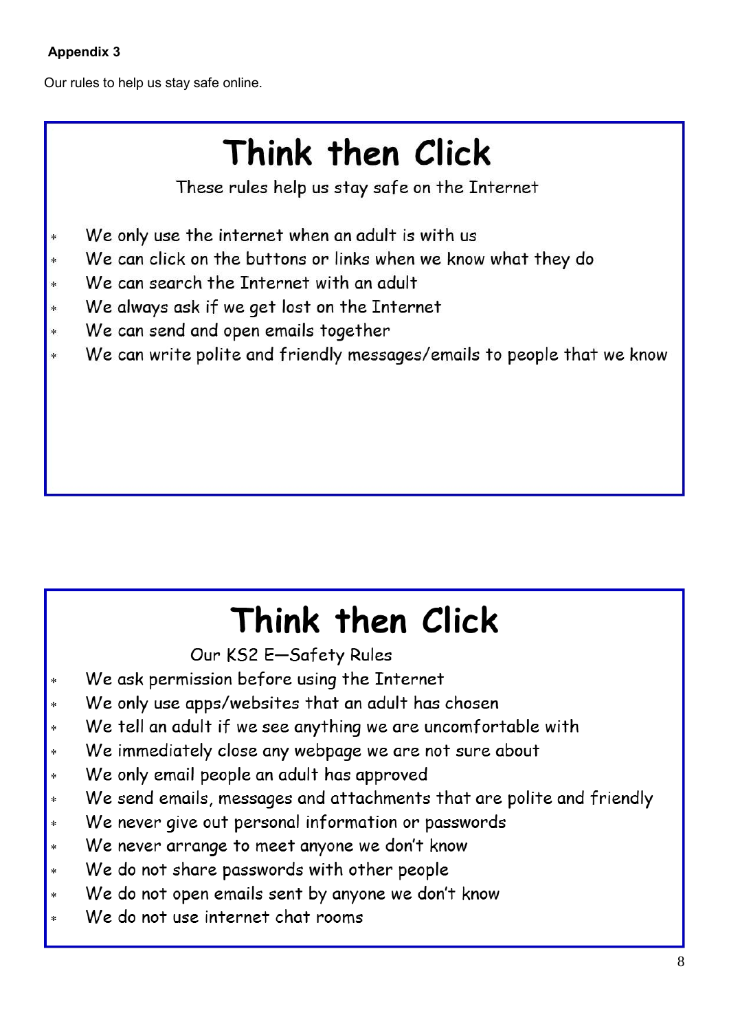**Appendix 3**

Our rules to help us stay safe online.

# Think then Click

These rules help us stay safe on the Internet

- We only use the internet when an adult is with us
- We can click on the buttons or links when we know what they do
- We can search the Internet with an adult
- We always ask if we get lost on the Internet
- We can send and open emails together
- We can write polite and friendly messages/emails to people that we know

# Think then Click

Our KS2 E—Safety Rules

- We ask permission before using the Internet
- We only use apps/websites that an adult has chosen
- We tell an adult if we see anything we are uncomfortable with
- We immediately close any webpage we are not sure about
- We only email people an adult has approved
- We send emails, messages and attachments that are polite and friendly
- We never give out personal information or passwords
- We never arrange to meet anyone we don't know
- We do not share passwords with other people
- We do not open emails sent by anyone we don't know
- We do not use internet chat rooms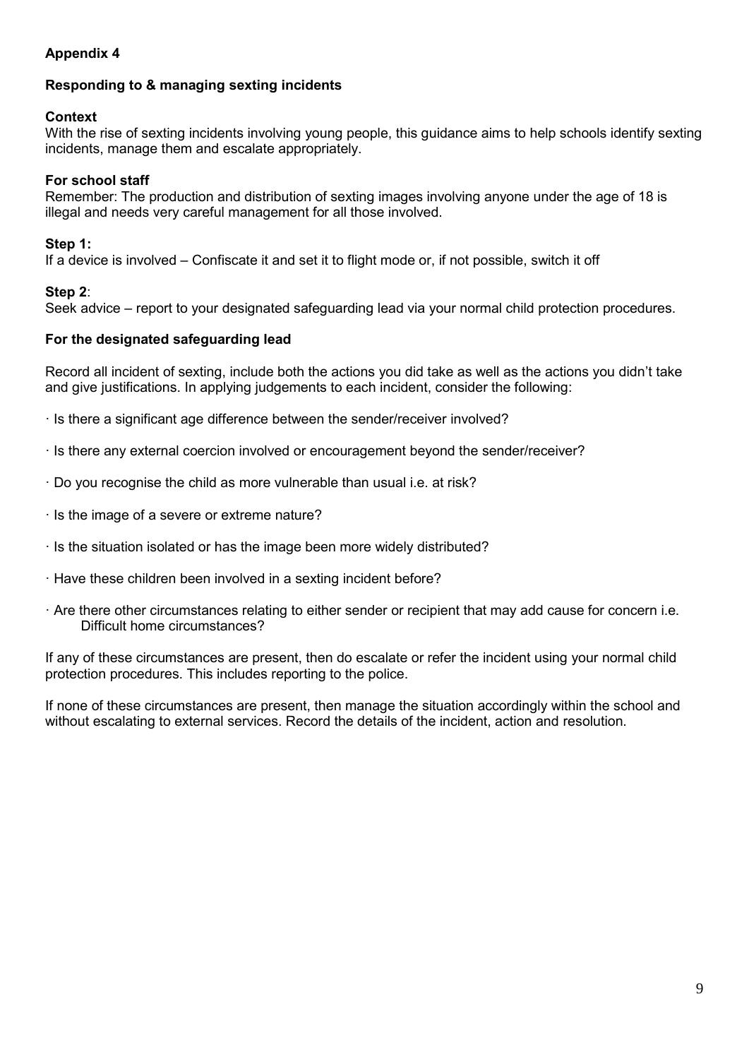**Appendix 4**

**Responding to & managing sexting incidents**

**Context**
With the rise of sexting incidents involving young people, this guidance aims to help schools identify sexting incidents, manage them and escalate appropriately.

**For school staff**
Remember: The production and distribution of sexting images involving anyone under the age of 18 is illegal and needs very careful management for all those involved.

**Step 1:**
If a device is involved – Confiscate it and set it to flight mode or, if not possible, switch it off

**Step 2**:
Seek advice – report to your designated safeguarding lead via your normal child protection procedures.

**For the designated safeguarding lead**

Record all incident of sexting, include both the actions you did take as well as the actions you didn't take and give justifications. In applying judgements to each incident, consider the following:

- Is there a significant age difference between the sender/receiver involved?
- Is there any external coercion involved or encouragement beyond the sender/receiver?
- Do you recognise the child as more vulnerable than usual i.e. at risk?
- Is the image of a severe or extreme nature?
- Is the situation isolated or has the image been more widely distributed?
- Have these children been involved in a sexting incident before?
- Are there other circumstances relating to either sender or recipient that may add cause for concern i.e. Difficult home circumstances?

If any of these circumstances are present, then do escalate or refer the incident using your normal child protection procedures. This includes reporting to the police.

If none of these circumstances are present, then manage the situation accordingly within the school and without escalating to external services. Record the details of the incident, action and resolution.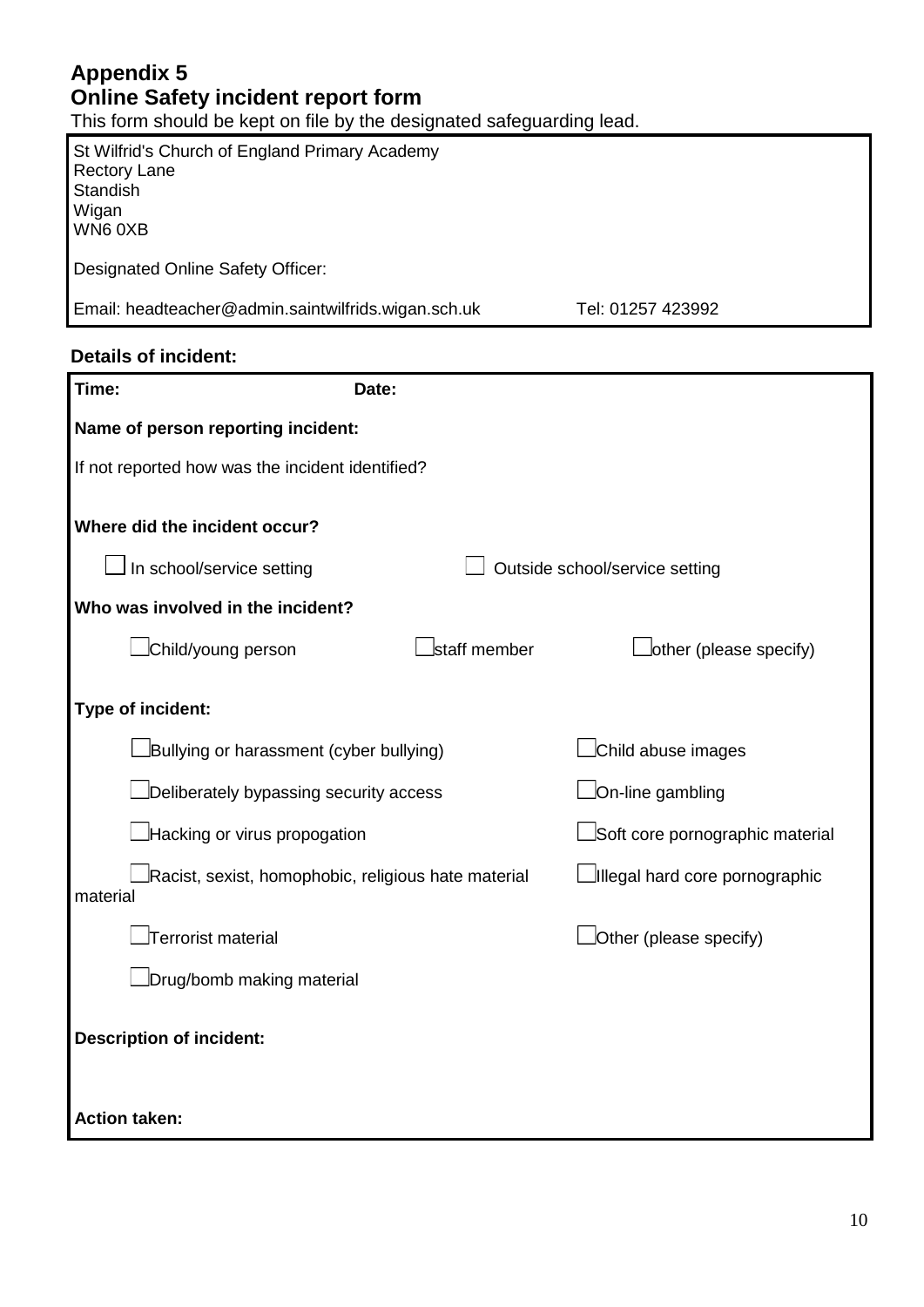# Appendix 5
## Online Safety incident report form

This form should be kept on file by the designated safeguarding lead.

St Wilfrid's Church of England Primary Academy
Rectory Lane
Standish
Wigan
WN6 0XB

Designated Online Safety Officer:

Email: headteacher@admin.saintwilfrids.wigan.sch.uk Tel: 01257 423992

**Details of incident:**

**Time:** **Date:**

**Name of person reporting incident:**

If not reported how was the incident identified?

**Where did the incident occur?**

☐ In school/service setting ☐ Outside school/service setting

**Who was involved in the incident?**

☐ Child/young person ☐ staff member ☐ other (please specify)

**Type of incident:**

☐ Bullying or harassment (cyber bullying) ☐ Child abuse images

☐ Deliberately bypassing security access ☐ On-line gambling

☐ Hacking or virus propogation ☐ Soft core pornographic material

☐ Racist, sexist, homophobic, religious hate material ☐ Illegal hard core pornographic material

☐ Terrorist material ☐ Other (please specify)

☐ Drug/bomb making material

**Description of incident:**

**Action taken:**